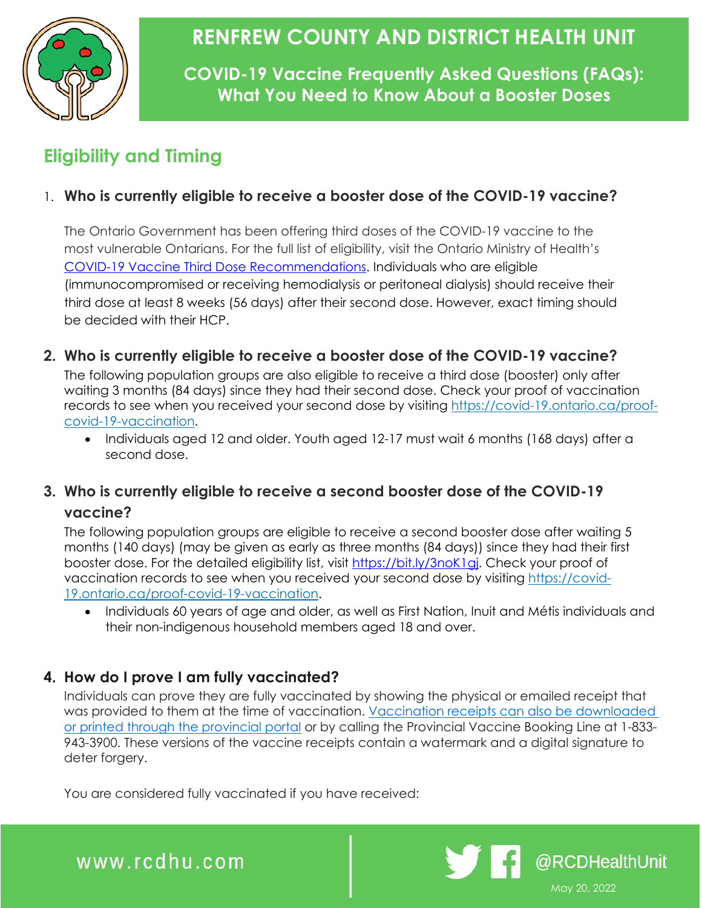# RENFREW COUNTY AND DISTRICT HEALTH UNIT

## COVID-19 Vaccine Frequently Asked Questions (FAQs): What You Need to Know About a Booster Doses

## Eligibility and Timing

1. **Who is currently eligible to receive a booster dose of the COVID-19 vaccine?**

   The Ontario Government has been offering third doses of the COVID-19 vaccine to the most vulnerable Ontarians. For the full list of eligibility, visit the Ontario Ministry of Health's [COVID-19 Vaccine Third Dose Recommendations](). Individuals who are eligible (immunocompromised or receiving hemodialysis or peritoneal dialysis) should receive their third dose at least 8 weeks (56 days) after their second dose. However, exact timing should be decided with their HCP.

2. **Who is currently eligible to receive a booster dose of the COVID-19 vaccine?**

   The following population groups are also eligible to receive a third dose (booster) only after waiting 3 months (84 days) since they had their second dose. Check your proof of vaccination records to see when you received your second dose by visiting https://covid-19.ontario.ca/proof-covid-19-vaccination.

   - Individuals aged 12 and older. Youth aged 12-17 must wait 6 months (168 days) after a second dose.

3. **Who is currently eligible to receive a second booster dose of the COVID-19 vaccine?**

   The following population groups are eligible to receive a second booster dose after waiting 5 months (140 days) (may be given as early as three months (84 days)) since they had their first booster dose. For the detailed eligibility list, visit https://bit.ly/3noK1gj. Check your proof of vaccination records to see when you received your second dose by visiting https://covid-19.ontario.ca/proof-covid-19-vaccination.

   - Individuals 60 years of age and older, as well as First Nation, Inuit and Métis individuals and their non-indigenous household members aged 18 and over.

4. **How do I prove I am fully vaccinated?**

   Individuals can prove they are fully vaccinated by showing the physical or emailed receipt that was provided to them at the time of vaccination. [Vaccination receipts can also be downloaded or printed through the provincial portal]() or by calling the Provincial Vaccine Booking Line at 1-833-943-3900. These versions of the vaccine receipts contain a watermark and a digital signature to deter forgery.

   You are considered fully vaccinated if you have received: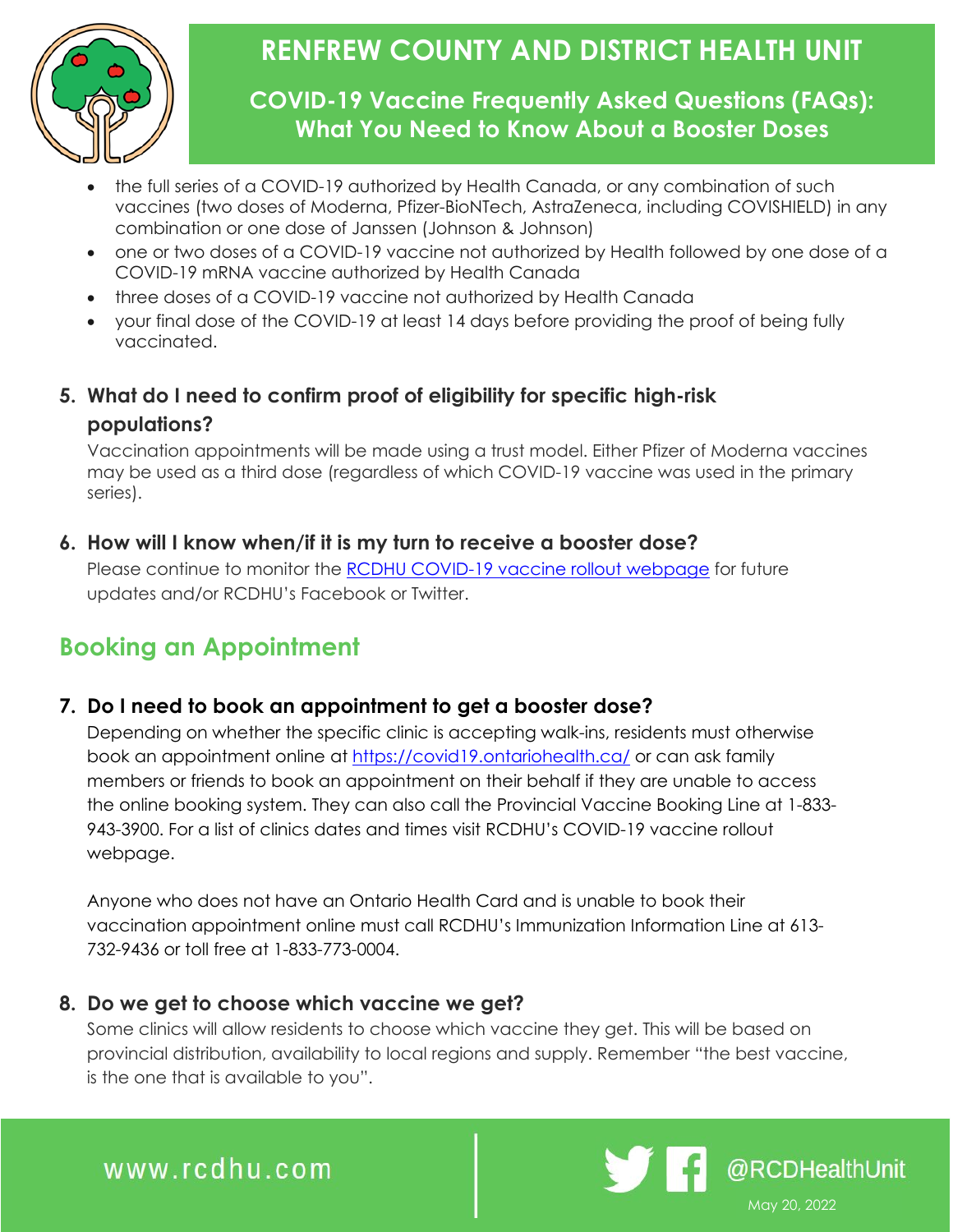- the full series of a COVID-19 authorized by Health Canada, or any combination of such vaccines (two doses of Moderna, Pfizer-BioNTech, AstraZeneca, including COVISHIELD) in any combination or one dose of Janssen (Johnson & Johnson)
- one or two doses of a COVID-19 vaccine not authorized by Health followed by one dose of a COVID-19 mRNA vaccine authorized by Health Canada
- three doses of a COVID-19 vaccine not authorized by Health Canada
- your final dose of the COVID-19 at least 14 days before providing the proof of being fully vaccinated.

5. **What do I need to confirm proof of eligibility for specific high-risk populations?**

   Vaccination appointments will be made using a trust model. Either Pfizer of Moderna vaccines may be used as a third dose (regardless of which COVID-19 vaccine was used in the primary series).

6. **How will I know when/if it is my turn to receive a booster dose?**

   Please continue to monitor the [RCDHU COVID-19 vaccine rollout webpage]() for future updates and/or RCDHU's Facebook or Twitter.

## Booking an Appointment

7. **Do I need to book an appointment to get a booster dose?**

   Depending on whether the specific clinic is accepting walk-ins, residents must otherwise book an appointment online at https://covid19.ontariohealth.ca/ or can ask family members or friends to book an appointment on their behalf if they are unable to access the online booking system. They can also call the Provincial Vaccine Booking Line at 1-833-943-3900. For a list of clinics dates and times visit RCDHU's COVID-19 vaccine rollout webpage.

   Anyone who does not have an Ontario Health Card and is unable to book their vaccination appointment online must call RCDHU's Immunization Information Line at 613-732-9436 or toll free at 1-833-773-0004.

8. **Do we get to choose which vaccine we get?**

   Some clinics will allow residents to choose which vaccine they get. This will be based on provincial distribution, availability to local regions and supply. Remember "the best vaccine, is the one that is available to you".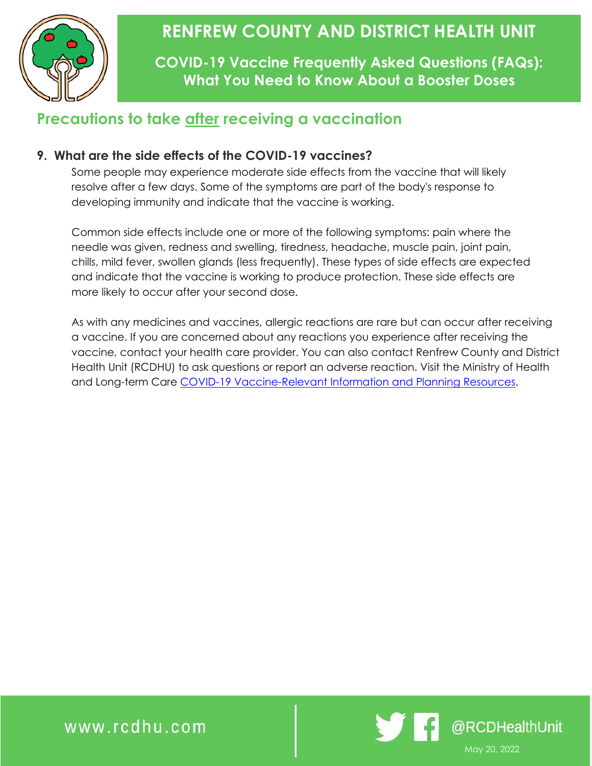# RENFREW COUNTY AND DISTRICT HEALTH UNIT

## COVID-19 Vaccine Frequently Asked Questions (FAQs): What You Need to Know About a Booster Doses

## Precautions to take after receiving a vaccination

**9. What are the side effects of the COVID-19 vaccines?**

Some people may experience moderate side effects from the vaccine that will likely resolve after a few days. Some of the symptoms are part of the body's response to developing immunity and indicate that the vaccine is working.

Common side effects include one or more of the following symptoms: pain where the needle was given, redness and swelling, tiredness, headache, muscle pain, joint pain, chills, mild fever, swollen glands (less frequently). These types of side effects are expected and indicate that the vaccine is working to produce protection. These side effects are more likely to occur after your second dose.

As with any medicines and vaccines, allergic reactions are rare but can occur after receiving a vaccine. If you are concerned about any reactions you experience after receiving the vaccine, contact your health care provider. You can also contact Renfrew County and District Health Unit (RCDHU) to ask questions or report an adverse reaction. Visit the Ministry of Health and Long-term Care COVID-19 Vaccine-Relevant Information and Planning Resources.

www.rcdhu.com

@RCDHealthUnit

May 20, 2022